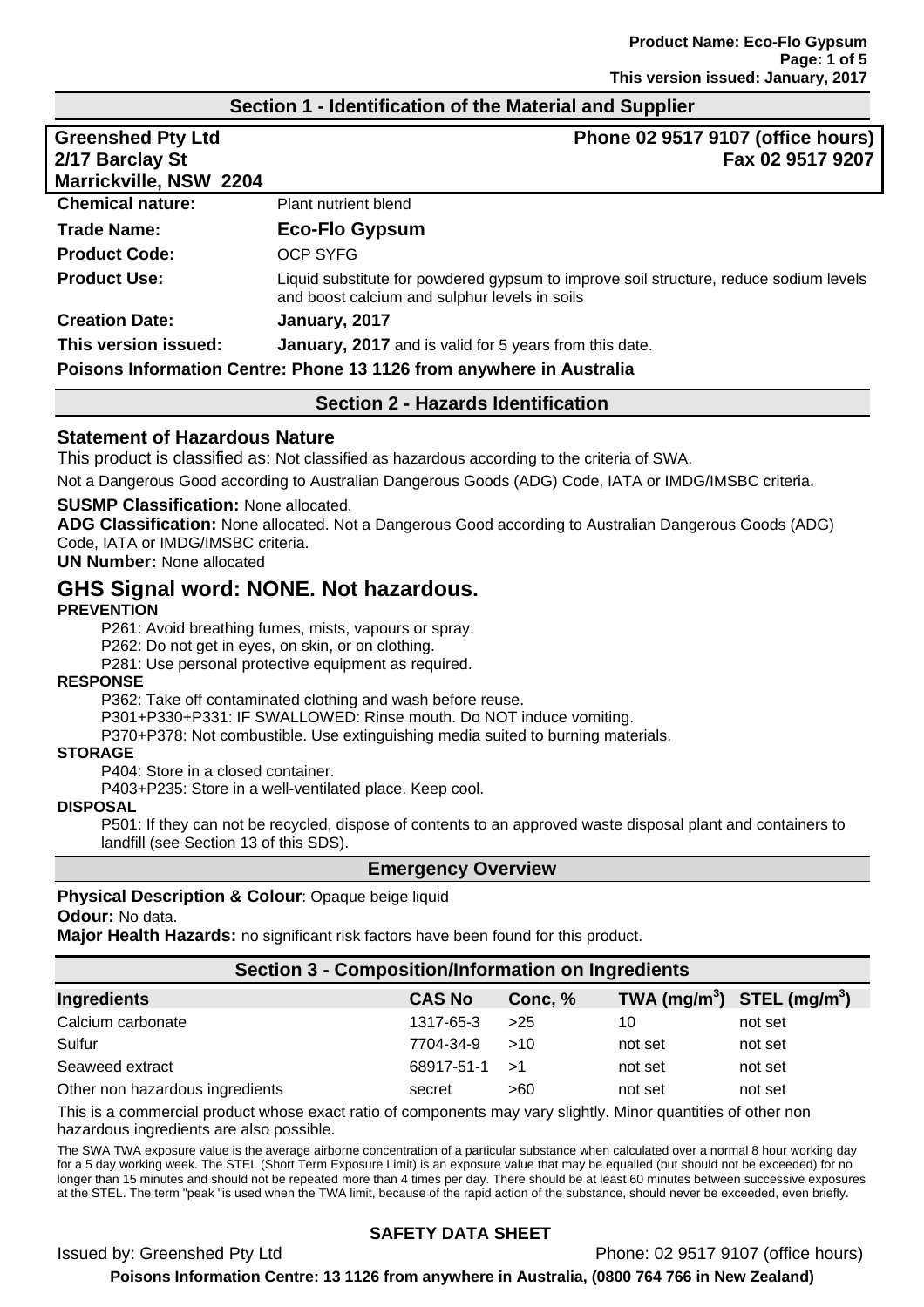## Section 1 - Identification of the Material and Supplier

**Greenshed Pty Ltd**
**2/17 Barclay St**
**Marrickville, NSW 2204**

**Phone 02 9517 9107 (office hours)**
**Fax 02 9517 9207**

| | |
|---|---|
| **Chemical nature:** | Plant nutrient blend |
| **Trade Name:** | **Eco-Flo Gypsum** |
| **Product Code:** | OCP SYFG |
| **Product Use:** | Liquid substitute for powdered gypsum to improve soil structure, reduce sodium levels and boost calcium and sulphur levels in soils |
| **Creation Date:** | **January, 2017** |
| **This version issued:** | **January, 2017** and is valid for 5 years from this date. |

**Poisons Information Centre: Phone 13 1126 from anywhere in Australia**

## Section 2 - Hazards Identification

### Statement of Hazardous Nature

This product is classified as: Not classified as hazardous according to the criteria of SWA.

Not a Dangerous Good according to Australian Dangerous Goods (ADG) Code, IATA or IMDG/IMSBC criteria.

**SUSMP Classification:** None allocated.
**ADG Classification:** None allocated. Not a Dangerous Good according to Australian Dangerous Goods (ADG) Code, IATA or IMDG/IMSBC criteria.
**UN Number:** None allocated

## GHS Signal word: NONE. Not hazardous.

**PREVENTION**

P261: Avoid breathing fumes, mists, vapours or spray.
P262: Do not get in eyes, on skin, or on clothing.
P281: Use personal protective equipment as required.

**RESPONSE**

P362: Take off contaminated clothing and wash before reuse.
P301+P330+P331: IF SWALLOWED: Rinse mouth. Do NOT induce vomiting.
P370+P378: Not combustible. Use extinguishing media suited to burning materials.

**STORAGE**

P404: Store in a closed container.
P403+P235: Store in a well-ventilated place. Keep cool.

**DISPOSAL**

P501: If they can not be recycled, dispose of contents to an approved waste disposal plant and containers to landfill (see Section 13 of this SDS).

## Emergency Overview

**Physical Description & Colour**: Opaque beige liquid
**Odour:** No data.
**Major Health Hazards:** no significant risk factors have been found for this product.

## Section 3 - Composition/Information on Ingredients

| Ingredients | CAS No | Conc, % | TWA (mg/m$^3$) | STEL (mg/m$^3$) |
|---|---|---|---|---|
| Calcium carbonate | 1317-65-3 | >25 | 10 | not set |
| Sulfur | 7704-34-9 | >10 | not set | not set |
| Seaweed extract | 68917-51-1 | >1 | not set | not set |
| Other non hazardous ingredients | secret | >60 | not set | not set |

This is a commercial product whose exact ratio of components may vary slightly. Minor quantities of other non hazardous ingredients are also possible.

The SWA TWA exposure value is the average airborne concentration of a particular substance when calculated over a normal 8 hour working day for a 5 day working week. The STEL (Short Term Exposure Limit) is an exposure value that may be equalled (but should not be exceeded) for no longer than 15 minutes and should not be repeated more than 4 times per day. There should be at least 60 minutes between successive exposures at the STEL. The term "peak "is used when the TWA limit, because of the rapid action of the substance, should never be exceeded, even briefly.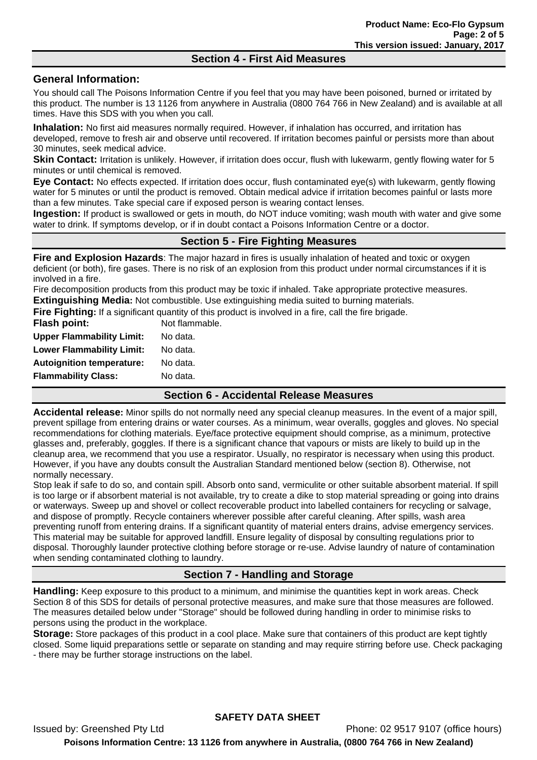## Section 4 - First Aid Measures

### General Information:

You should call The Poisons Information Centre if you feel that you may have been poisoned, burned or irritated by this product. The number is 13 1126 from anywhere in Australia (0800 764 766 in New Zealand) and is available at all times. Have this SDS with you when you call.

**Inhalation:** No first aid measures normally required. However, if inhalation has occurred, and irritation has developed, remove to fresh air and observe until recovered. If irritation becomes painful or persists more than about 30 minutes, seek medical advice.

**Skin Contact:** Irritation is unlikely. However, if irritation does occur, flush with lukewarm, gently flowing water for 5 minutes or until chemical is removed.

**Eye Contact:** No effects expected. If irritation does occur, flush contaminated eye(s) with lukewarm, gently flowing water for 5 minutes or until the product is removed. Obtain medical advice if irritation becomes painful or lasts more than a few minutes. Take special care if exposed person is wearing contact lenses.

**Ingestion:** If product is swallowed or gets in mouth, do NOT induce vomiting; wash mouth with water and give some water to drink. If symptoms develop, or if in doubt contact a Poisons Information Centre or a doctor.

## Section 5 - Fire Fighting Measures

**Fire and Explosion Hazards**: The major hazard in fires is usually inhalation of heated and toxic or oxygen deficient (or both), fire gases. There is no risk of an explosion from this product under normal circumstances if it is involved in a fire.

Fire decomposition products from this product may be toxic if inhaled. Take appropriate protective measures.

**Extinguishing Media:** Not combustible. Use extinguishing media suited to burning materials.

**Fire Fighting:** If a significant quantity of this product is involved in a fire, call the fire brigade.

| | |
|---|---|
| **Flash point:** | Not flammable. |
| **Upper Flammability Limit:** | No data. |
| **Lower Flammability Limit:** | No data. |
| **Autoignition temperature:** | No data. |
| **Flammability Class:** | No data. |

## Section 6 - Accidental Release Measures

**Accidental release:** Minor spills do not normally need any special cleanup measures. In the event of a major spill, prevent spillage from entering drains or water courses. As a minimum, wear overalls, goggles and gloves. No special recommendations for clothing materials. Eye/face protective equipment should comprise, as a minimum, protective glasses and, preferably, goggles. If there is a significant chance that vapours or mists are likely to build up in the cleanup area, we recommend that you use a respirator. Usually, no respirator is necessary when using this product. However, if you have any doubts consult the Australian Standard mentioned below (section 8). Otherwise, not normally necessary.

Stop leak if safe to do so, and contain spill. Absorb onto sand, vermiculite or other suitable absorbent material. If spill is too large or if absorbent material is not available, try to create a dike to stop material spreading or going into drains or waterways. Sweep up and shovel or collect recoverable product into labelled containers for recycling or salvage, and dispose of promptly. Recycle containers wherever possible after careful cleaning. After spills, wash area preventing runoff from entering drains. If a significant quantity of material enters drains, advise emergency services. This material may be suitable for approved landfill. Ensure legality of disposal by consulting regulations prior to disposal. Thoroughly launder protective clothing before storage or re-use. Advise laundry of nature of contamination when sending contaminated clothing to laundry.

## Section 7 - Handling and Storage

**Handling:** Keep exposure to this product to a minimum, and minimise the quantities kept in work areas. Check Section 8 of this SDS for details of personal protective measures, and make sure that those measures are followed. The measures detailed below under "Storage" should be followed during handling in order to minimise risks to persons using the product in the workplace.

**Storage:** Store packages of this product in a cool place. Make sure that containers of this product are kept tightly closed. Some liquid preparations settle or separate on standing and may require stirring before use. Check packaging - there may be further storage instructions on the label.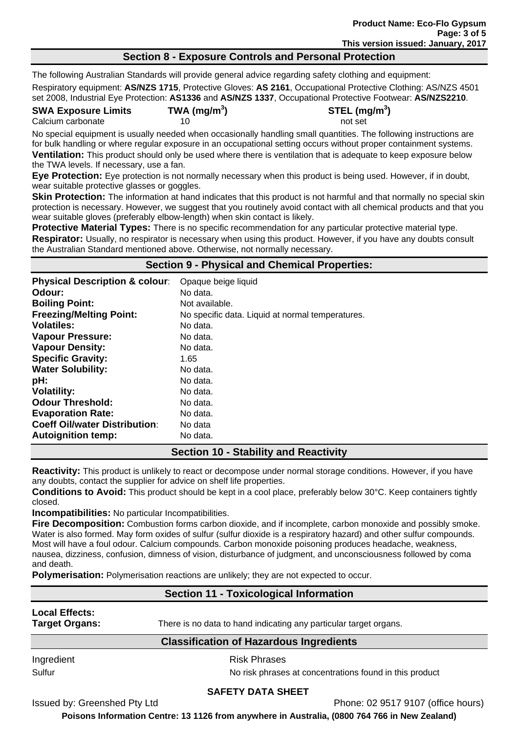## Section 8 - Exposure Controls and Personal Protection

The following Australian Standards will provide general advice regarding safety clothing and equipment:

Respiratory equipment: **AS/NZS 1715**, Protective Gloves: **AS 2161**, Occupational Protective Clothing: AS/NZS 4501 set 2008, Industrial Eye Protection: **AS1336** and **AS/NZS 1337**, Occupational Protective Footwear: **AS/NZS2210**.

| SWA Exposure Limits | TWA (mg/m$^3$) | STEL (mg/m$^3$) |
|---|---|---|
| Calcium carbonate | 10 | not set |

No special equipment is usually needed when occasionally handling small quantities. The following instructions are for bulk handling or where regular exposure in an occupational setting occurs without proper containment systems.

**Ventilation:** This product should only be used where there is ventilation that is adequate to keep exposure below the TWA levels. If necessary, use a fan.

**Eye Protection:** Eye protection is not normally necessary when this product is being used. However, if in doubt, wear suitable protective glasses or goggles.

**Skin Protection:** The information at hand indicates that this product is not harmful and that normally no special skin protection is necessary. However, we suggest that you routinely avoid contact with all chemical products and that you wear suitable gloves (preferably elbow-length) when skin contact is likely.

**Protective Material Types:** There is no specific recommendation for any particular protective material type.

**Respirator:** Usually, no respirator is necessary when using this product. However, if you have any doubts consult the Australian Standard mentioned above. Otherwise, not normally necessary.

## Section 9 - Physical and Chemical Properties:

| | |
|---|---|
| **Physical Description & colour**: | Opaque beige liquid |
| **Odour:** | No data. |
| **Boiling Point:** | Not available. |
| **Freezing/Melting Point:** | No specific data. Liquid at normal temperatures. |
| **Volatiles:** | No data. |
| **Vapour Pressure:** | No data. |
| **Vapour Density:** | No data. |
| **Specific Gravity:** | 1.65 |
| **Water Solubility:** | No data. |
| **pH:** | No data. |
| **Volatility:** | No data. |
| **Odour Threshold:** | No data. |
| **Evaporation Rate:** | No data. |
| **Coeff Oil/water Distribution**: | No data |
| **Autoignition temp:** | No data. |

## Section 10 - Stability and Reactivity

**Reactivity:** This product is unlikely to react or decompose under normal storage conditions. However, if you have any doubts, contact the supplier for advice on shelf life properties.

**Conditions to Avoid:** This product should be kept in a cool place, preferably below 30°C. Keep containers tightly closed.

**Incompatibilities:** No particular Incompatibilities.

**Fire Decomposition:** Combustion forms carbon dioxide, and if incomplete, carbon monoxide and possibly smoke. Water is also formed. May form oxides of sulfur (sulfur dioxide is a respiratory hazard) and other sulfur compounds. Most will have a foul odour. Calcium compounds. Carbon monoxide poisoning produces headache, weakness, nausea, dizziness, confusion, dimness of vision, disturbance of judgment, and unconsciousness followed by coma and death.

**Polymerisation:** Polymerisation reactions are unlikely; they are not expected to occur.

## Section 11 - Toxicological Information

**Local Effects:**

**Target Organs:** There is no data to hand indicating any particular target organs.

### Classification of Hazardous Ingredients

| Ingredient | Risk Phrases |
|---|---|
| Sulfur | No risk phrases at concentrations found in this product |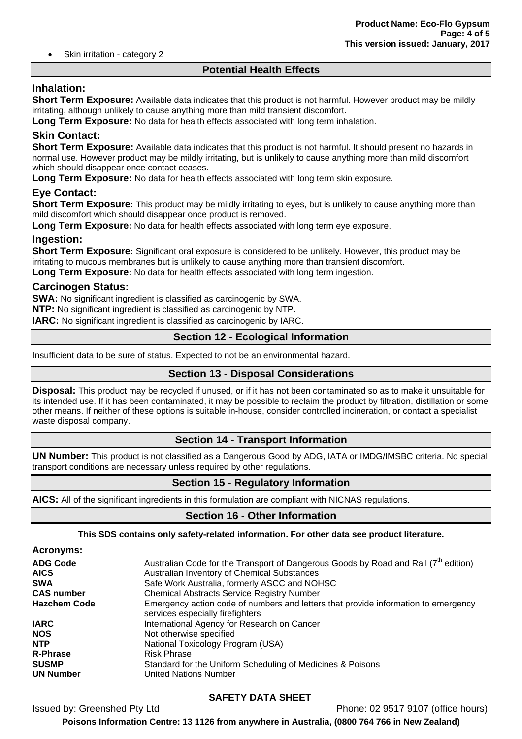- Skin irritation - category 2

## Potential Health Effects

### Inhalation:

**Short Term Exposure:** Available data indicates that this product is not harmful. However product may be mildly irritating, although unlikely to cause anything more than mild transient discomfort.

**Long Term Exposure:** No data for health effects associated with long term inhalation.

### Skin Contact:

**Short Term Exposure:** Available data indicates that this product is not harmful. It should present no hazards in normal use. However product may be mildly irritating, but is unlikely to cause anything more than mild discomfort which should disappear once contact ceases.

**Long Term Exposure:** No data for health effects associated with long term skin exposure.

### Eye Contact:

**Short Term Exposure:** This product may be mildly irritating to eyes, but is unlikely to cause anything more than mild discomfort which should disappear once product is removed.

**Long Term Exposure:** No data for health effects associated with long term eye exposure.

### Ingestion:

**Short Term Exposure:** Significant oral exposure is considered to be unlikely. However, this product may be irritating to mucous membranes but is unlikely to cause anything more than transient discomfort.

**Long Term Exposure:** No data for health effects associated with long term ingestion.

### Carcinogen Status:

**SWA:** No significant ingredient is classified as carcinogenic by SWA.

**NTP:** No significant ingredient is classified as carcinogenic by NTP.

**IARC:** No significant ingredient is classified as carcinogenic by IARC.

## Section 12 - Ecological Information

Insufficient data to be sure of status. Expected to not be an environmental hazard.

## Section 13 - Disposal Considerations

**Disposal:** This product may be recycled if unused, or if it has not been contaminated so as to make it unsuitable for its intended use. If it has been contaminated, it may be possible to reclaim the product by filtration, distillation or some other means. If neither of these options is suitable in-house, consider controlled incineration, or contact a specialist waste disposal company.

## Section 14 - Transport Information

**UN Number:** This product is not classified as a Dangerous Good by ADG, IATA or IMDG/IMSBC criteria. No special transport conditions are necessary unless required by other regulations.

## Section 15 - Regulatory Information

**AICS:** All of the significant ingredients in this formulation are compliant with NICNAS regulations.

## Section 16 - Other Information

**This SDS contains only safety-related information. For other data see product literature.**

### Acronyms:

| | |
|---|---|
| **ADG Code** | Australian Code for the Transport of Dangerous Goods by Road and Rail (7th edition) |
| **AICS** | Australian Inventory of Chemical Substances |
| **SWA** | Safe Work Australia, formerly ASCC and NOHSC |
| **CAS number** | Chemical Abstracts Service Registry Number |
| **Hazchem Code** | Emergency action code of numbers and letters that provide information to emergency services especially firefighters |
| **IARC** | International Agency for Research on Cancer |
| **NOS** | Not otherwise specified |
| **NTP** | National Toxicology Program (USA) |
| **R-Phrase** | Risk Phrase |
| **SUSMP** | Standard for the Uniform Scheduling of Medicines & Poisons |
| **UN Number** | United Nations Number |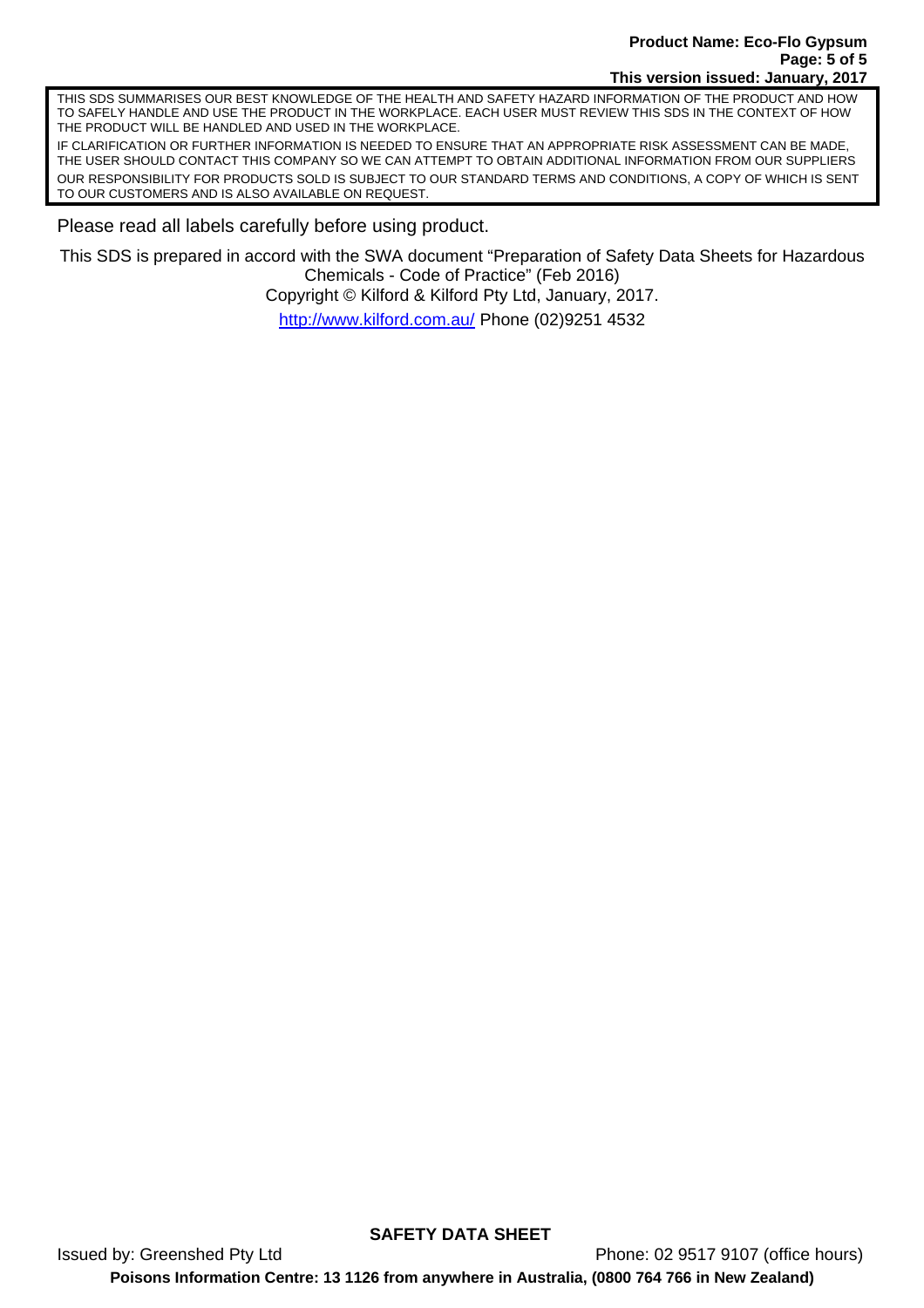THIS SDS SUMMARISES OUR BEST KNOWLEDGE OF THE HEALTH AND SAFETY HAZARD INFORMATION OF THE PRODUCT AND HOW TO SAFELY HANDLE AND USE THE PRODUCT IN THE WORKPLACE. EACH USER MUST REVIEW THIS SDS IN THE CONTEXT OF HOW THE PRODUCT WILL BE HANDLED AND USED IN THE WORKPLACE.

IF CLARIFICATION OR FURTHER INFORMATION IS NEEDED TO ENSURE THAT AN APPROPRIATE RISK ASSESSMENT CAN BE MADE, THE USER SHOULD CONTACT THIS COMPANY SO WE CAN ATTEMPT TO OBTAIN ADDITIONAL INFORMATION FROM OUR SUPPLIERS

OUR RESPONSIBILITY FOR PRODUCTS SOLD IS SUBJECT TO OUR STANDARD TERMS AND CONDITIONS, A COPY OF WHICH IS SENT TO OUR CUSTOMERS AND IS ALSO AVAILABLE ON REQUEST.

Please read all labels carefully before using product.

This SDS is prepared in accord with the SWA document "Preparation of Safety Data Sheets for Hazardous Chemicals - Code of Practice" (Feb 2016)

Copyright © Kilford & Kilford Pty Ltd, January, 2017.

http://www.kilford.com.au/ Phone (02)9251 4532